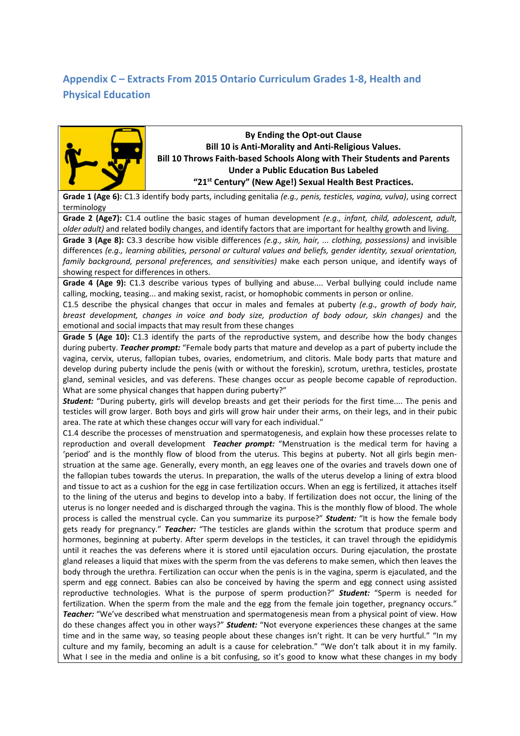## Appendix C – Extracts From 2015 Ontario Curriculum Grades 1-8, Health and Physical Education

**By Ending the Opt-out Clause**
**Bill 10 is Anti-Morality and Anti-Religious Values.**
**Bill 10 Throws Faith-based Schools Along with Their Students and Parents Under a Public Education Bus Labeled**
**"21st Century" (New Age!) Sexual Health Best Practices.**

**Grade 1 (Age 6):** C1.3 identify body parts, including genitalia *(e.g., penis, testicles, vagina, vulva)*, using correct terminology

**Grade 2 (Age7):** C1.4 outline the basic stages of human development *(e.g., infant, child, adolescent, adult, older adult)* and related bodily changes, and identify factors that are important for healthy growth and living.

**Grade 3 (Age 8):** C3.3 describe how visible differences *(e.g., skin, hair, ... clothing, possessions)* and invisible differences *(e.g., learning abilities, personal or cultural values and beliefs, gender identity, sexual orientation, family background, personal preferences, and sensitivities)* make each person unique, and identify ways of showing respect for differences in others.

**Grade 4 (Age 9):** C1.3 describe various types of bullying and abuse.... Verbal bullying could include name calling, mocking, teasing... and making sexist, racist, or homophobic comments in person or online.
C1.5 describe the physical changes that occur in males and females at puberty *(e.g., growth of body hair, breast development, changes in voice and body size, production of body odour, skin changes)* and the emotional and social impacts that may result from these changes

**Grade 5 (Age 10):** C1.3 identify the parts of the reproductive system, and describe how the body changes during puberty. ***Teacher prompt:*** "Female body parts that mature and develop as a part of puberty include the vagina, cervix, uterus, fallopian tubes, ovaries, endometrium, and clitoris. Male body parts that mature and develop during puberty include the penis (with or without the foreskin), scrotum, urethra, testicles, prostate gland, seminal vesicles, and vas deferens. These changes occur as people become capable of reproduction. What are some physical changes that happen during puberty?"
***Student:*** "During puberty, girls will develop breasts and get their periods for the first time.... The penis and testicles will grow larger. Both boys and girls will grow hair under their arms, on their legs, and in their pubic area. The rate at which these changes occur will vary for each individual."
C1.4 describe the processes of menstruation and spermatogenesis, and explain how these processes relate to reproduction and overall development ***Teacher prompt:*** "Menstruation is the medical term for having a 'period' and is the monthly flow of blood from the uterus. This begins at puberty. Not all girls begin menstruation at the same age. Generally, every month, an egg leaves one of the ovaries and travels down one of the fallopian tubes towards the uterus. In preparation, the walls of the uterus develop a lining of extra blood and tissue to act as a cushion for the egg in case fertilization occurs. When an egg is fertilized, it attaches itself to the lining of the uterus and begins to develop into a baby. If fertilization does not occur, the lining of the uterus is no longer needed and is discharged through the vagina. This is the monthly flow of blood. The whole process is called the menstrual cycle. Can you summarize its purpose?" ***Student:*** "It is how the female body gets ready for pregnancy." ***Teacher:*** "The testicles are glands within the scrotum that produce sperm and hormones, beginning at puberty. After sperm develops in the testicles, it can travel through the epididymis until it reaches the vas deferens where it is stored until ejaculation occurs. During ejaculation, the prostate gland releases a liquid that mixes with the sperm from the vas deferens to make semen, which then leaves the body through the urethra. Fertilization can occur when the penis is in the vagina, sperm is ejaculated, and the sperm and egg connect. Babies can also be conceived by having the sperm and egg connect using assisted reproductive technologies. What is the purpose of sperm production?" ***Student:*** "Sperm is needed for fertilization. When the sperm from the male and the egg from the female join together, pregnancy occurs." ***Teacher:*** "We've described what menstruation and spermatogenesis mean from a physical point of view. How do these changes affect you in other ways?" ***Student:*** "Not everyone experiences these changes at the same time and in the same way, so teasing people about these changes isn't right. It can be very hurtful." "In my culture and my family, becoming an adult is a cause for celebration." "We don't talk about it in my family. What I see in the media and online is a bit confusing, so it's good to know what these changes in my body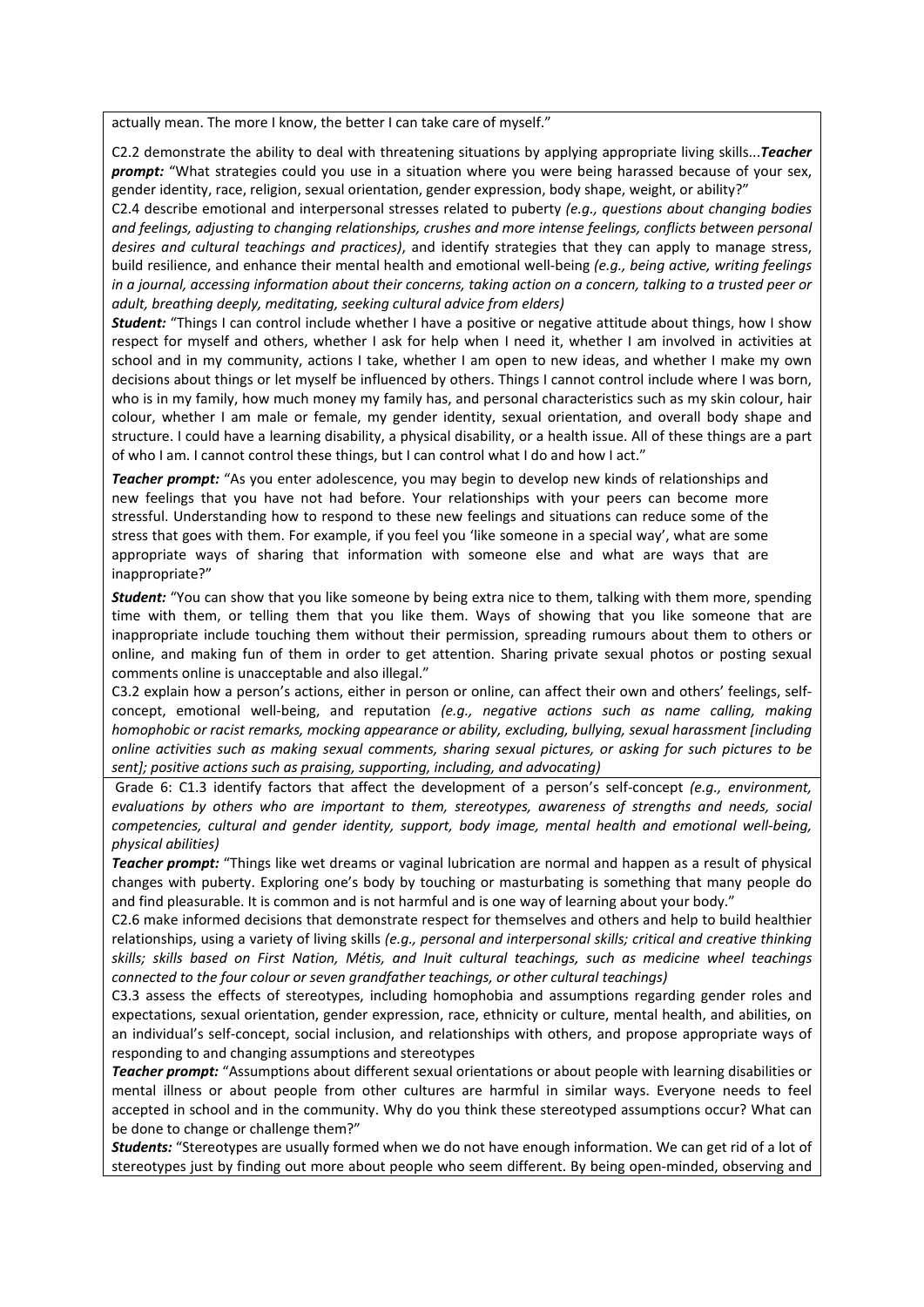actually mean. The more I know, the better I can take care of myself."

C2.2 demonstrate the ability to deal with threatening situations by applying appropriate living skills...***Teacher prompt:*** "What strategies could you use in a situation where you were being harassed because of your sex, gender identity, race, religion, sexual orientation, gender expression, body shape, weight, or ability?"

C2.4 describe emotional and interpersonal stresses related to puberty *(e.g., questions about changing bodies and feelings, adjusting to changing relationships, crushes and more intense feelings, conflicts between personal desires and cultural teachings and practices)*, and identify strategies that they can apply to manage stress, build resilience, and enhance their mental health and emotional well-being *(e.g., being active, writing feelings in a journal, accessing information about their concerns, taking action on a concern, talking to a trusted peer or adult, breathing deeply, meditating, seeking cultural advice from elders)*

***Student:*** "Things I can control include whether I have a positive or negative attitude about things, how I show respect for myself and others, whether I ask for help when I need it, whether I am involved in activities at school and in my community, actions I take, whether I am open to new ideas, and whether I make my own decisions about things or let myself be influenced by others. Things I cannot control include where I was born, who is in my family, how much money my family has, and personal characteristics such as my skin colour, hair colour, whether I am male or female, my gender identity, sexual orientation, and overall body shape and structure. I could have a learning disability, a physical disability, or a health issue. All of these things are a part of who I am. I cannot control these things, but I can control what I do and how I act."

***Teacher prompt:*** "As you enter adolescence, you may begin to develop new kinds of relationships and new feelings that you have not had before. Your relationships with your peers can become more stressful. Understanding how to respond to these new feelings and situations can reduce some of the stress that goes with them. For example, if you feel you 'like someone in a special way', what are some appropriate ways of sharing that information with someone else and what are ways that are inappropriate?"

***Student:*** "You can show that you like someone by being extra nice to them, talking with them more, spending time with them, or telling them that you like them. Ways of showing that you like someone that are inappropriate include touching them without their permission, spreading rumours about them to others or online, and making fun of them in order to get attention. Sharing private sexual photos or posting sexual comments online is unacceptable and also illegal."

C3.2 explain how a person's actions, either in person or online, can affect their own and others' feelings, self-concept, emotional well-being, and reputation *(e.g., negative actions such as name calling, making homophobic or racist remarks, mocking appearance or ability, excluding, bullying, sexual harassment [including online activities such as making sexual comments, sharing sexual pictures, or asking for such pictures to be sent]; positive actions such as praising, supporting, including, and advocating)*

Grade 6: C1.3 identify factors that affect the development of a person's self-concept *(e.g., environment, evaluations by others who are important to them, stereotypes, awareness of strengths and needs, social competencies, cultural and gender identity, support, body image, mental health and emotional well-being, physical abilities)*

***Teacher prompt:*** "Things like wet dreams or vaginal lubrication are normal and happen as a result of physical changes with puberty. Exploring one's body by touching or masturbating is something that many people do and find pleasurable. It is common and is not harmful and is one way of learning about your body."

C2.6 make informed decisions that demonstrate respect for themselves and others and help to build healthier relationships, using a variety of living skills *(e.g., personal and interpersonal skills; critical and creative thinking skills; skills based on First Nation, Métis, and Inuit cultural teachings, such as medicine wheel teachings connected to the four colour or seven grandfather teachings, or other cultural teachings)*

C3.3 assess the effects of stereotypes, including homophobia and assumptions regarding gender roles and expectations, sexual orientation, gender expression, race, ethnicity or culture, mental health, and abilities, on an individual's self-concept, social inclusion, and relationships with others, and propose appropriate ways of responding to and changing assumptions and stereotypes

***Teacher prompt:*** "Assumptions about different sexual orientations or about people with learning disabilities or mental illness or about people from other cultures are harmful in similar ways. Everyone needs to feel accepted in school and in the community. Why do you think these stereotyped assumptions occur? What can be done to change or challenge them?"

***Students:*** "Stereotypes are usually formed when we do not have enough information. We can get rid of a lot of stereotypes just by finding out more about people who seem different. By being open-minded, observing and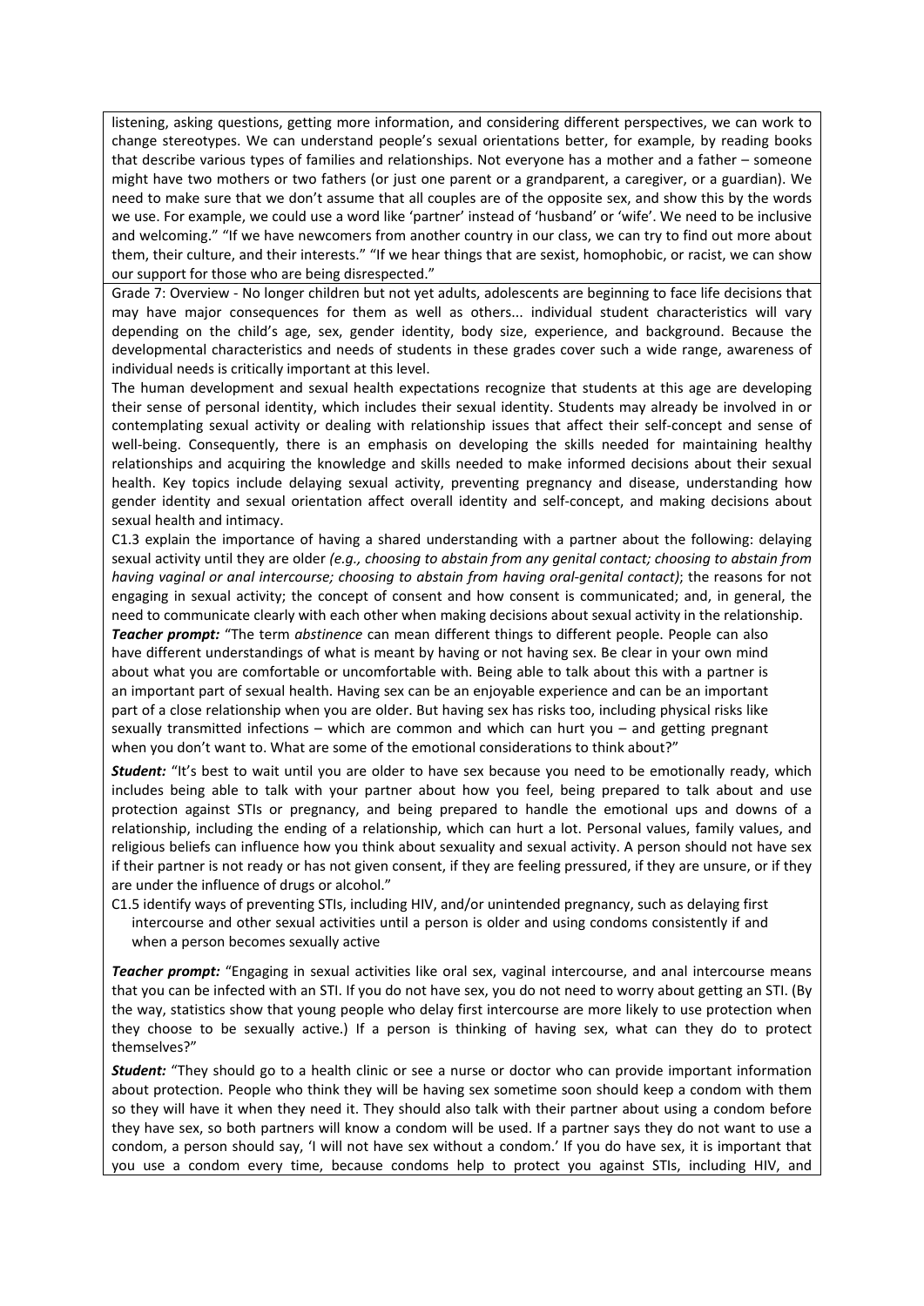listening, asking questions, getting more information, and considering different perspectives, we can work to change stereotypes. We can understand people's sexual orientations better, for example, by reading books that describe various types of families and relationships. Not everyone has a mother and a father – someone might have two mothers or two fathers (or just one parent or a grandparent, a caregiver, or a guardian). We need to make sure that we don't assume that all couples are of the opposite sex, and show this by the words we use. For example, we could use a word like 'partner' instead of 'husband' or 'wife'. We need to be inclusive and welcoming." "If we have newcomers from another country in our class, we can try to find out more about them, their culture, and their interests." "If we hear things that are sexist, homophobic, or racist, we can show our support for those who are being disrespected."

Grade 7: Overview - No longer children but not yet adults, adolescents are beginning to face life decisions that may have major consequences for them as well as others... individual student characteristics will vary depending on the child's age, sex, gender identity, body size, experience, and background. Because the developmental characteristics and needs of students in these grades cover such a wide range, awareness of individual needs is critically important at this level.

The human development and sexual health expectations recognize that students at this age are developing their sense of personal identity, which includes their sexual identity. Students may already be involved in or contemplating sexual activity or dealing with relationship issues that affect their self-concept and sense of well-being. Consequently, there is an emphasis on developing the skills needed for maintaining healthy relationships and acquiring the knowledge and skills needed to make informed decisions about their sexual health. Key topics include delaying sexual activity, preventing pregnancy and disease, understanding how gender identity and sexual orientation affect overall identity and self-concept, and making decisions about sexual health and intimacy.

C1.3 explain the importance of having a shared understanding with a partner about the following: delaying sexual activity until they are older *(e.g., choosing to abstain from any genital contact; choosing to abstain from having vaginal or anal intercourse; choosing to abstain from having oral-genital contact)*; the reasons for not engaging in sexual activity; the concept of consent and how consent is communicated; and, in general, the need to communicate clearly with each other when making decisions about sexual activity in the relationship.

***Teacher prompt:*** "The term *abstinence* can mean different things to different people. People can also have different understandings of what is meant by having or not having sex. Be clear in your own mind about what you are comfortable or uncomfortable with. Being able to talk about this with a partner is an important part of sexual health. Having sex can be an enjoyable experience and can be an important part of a close relationship when you are older. But having sex has risks too, including physical risks like sexually transmitted infections – which are common and which can hurt you – and getting pregnant when you don't want to. What are some of the emotional considerations to think about?"

***Student:*** "It's best to wait until you are older to have sex because you need to be emotionally ready, which includes being able to talk with your partner about how you feel, being prepared to talk about and use protection against STIs or pregnancy, and being prepared to handle the emotional ups and downs of a relationship, including the ending of a relationship, which can hurt a lot. Personal values, family values, and religious beliefs can influence how you think about sexuality and sexual activity. A person should not have sex if their partner is not ready or has not given consent, if they are feeling pressured, if they are unsure, or if they are under the influence of drugs or alcohol."

C1.5 identify ways of preventing STIs, including HIV, and/or unintended pregnancy, such as delaying first intercourse and other sexual activities until a person is older and using condoms consistently if and when a person becomes sexually active

***Teacher prompt:*** "Engaging in sexual activities like oral sex, vaginal intercourse, and anal intercourse means that you can be infected with an STI. If you do not have sex, you do not need to worry about getting an STI. (By the way, statistics show that young people who delay first intercourse are more likely to use protection when they choose to be sexually active.) If a person is thinking of having sex, what can they do to protect themselves?"

***Student:*** "They should go to a health clinic or see a nurse or doctor who can provide important information about protection. People who think they will be having sex sometime soon should keep a condom with them so they will have it when they need it. They should also talk with their partner about using a condom before they have sex, so both partners will know a condom will be used. If a partner says they do not want to use a condom, a person should say, 'I will not have sex without a condom.' If you do have sex, it is important that you use a condom every time, because condoms help to protect you against STIs, including HIV, and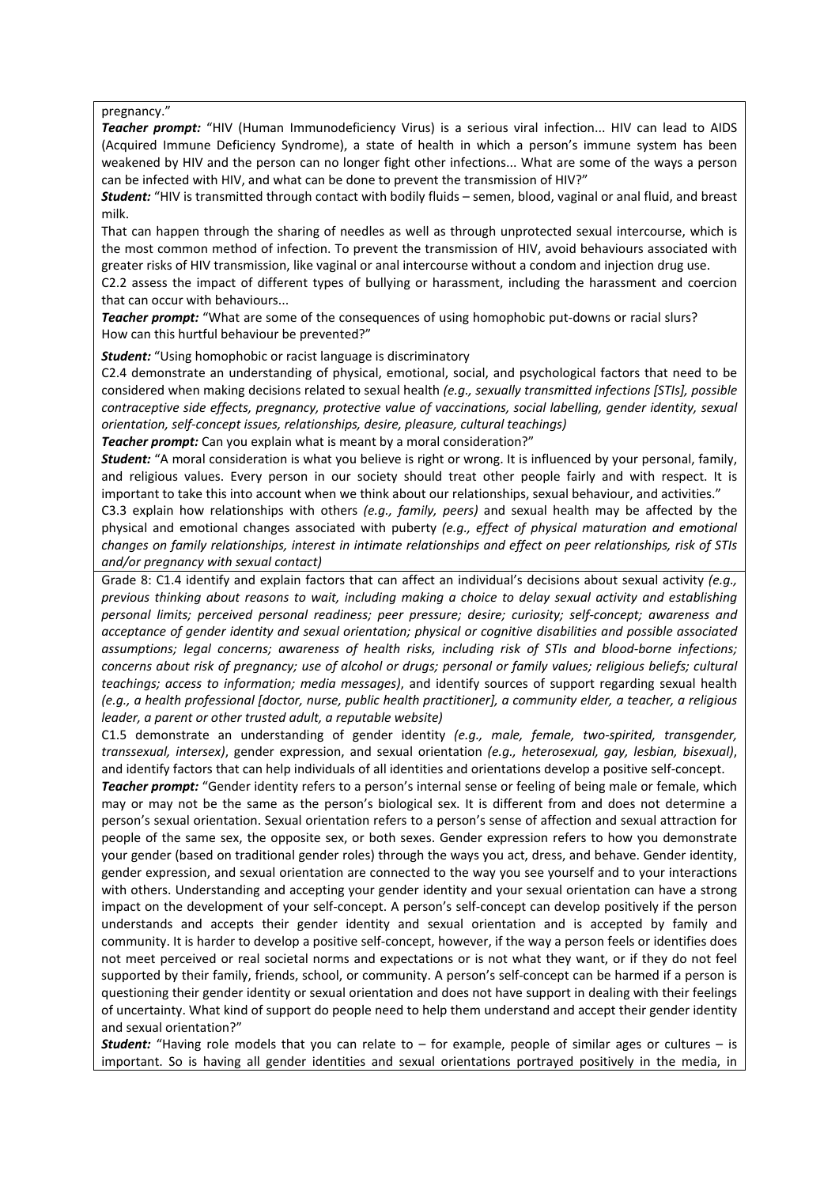pregnancy."

***Teacher prompt:*** "HIV (Human Immunodeficiency Virus) is a serious viral infection... HIV can lead to AIDS (Acquired Immune Deficiency Syndrome), a state of health in which a person's immune system has been weakened by HIV and the person can no longer fight other infections... What are some of the ways a person can be infected with HIV, and what can be done to prevent the transmission of HIV?"

***Student:*** "HIV is transmitted through contact with bodily fluids – semen, blood, vaginal or anal fluid, and breast milk.

That can happen through the sharing of needles as well as through unprotected sexual intercourse, which is the most common method of infection. To prevent the transmission of HIV, avoid behaviours associated with greater risks of HIV transmission, like vaginal or anal intercourse without a condom and injection drug use.

C2.2 assess the impact of different types of bullying or harassment, including the harassment and coercion that can occur with behaviours...

***Teacher prompt:*** "What are some of the consequences of using homophobic put-downs or racial slurs? How can this hurtful behaviour be prevented?"

***Student:*** "Using homophobic or racist language is discriminatory

C2.4 demonstrate an understanding of physical, emotional, social, and psychological factors that need to be considered when making decisions related to sexual health *(e.g., sexually transmitted infections [STIs], possible contraceptive side effects, pregnancy, protective value of vaccinations, social labelling, gender identity, sexual orientation, self-concept issues, relationships, desire, pleasure, cultural teachings)*

***Teacher prompt:*** Can you explain what is meant by a moral consideration?"

***Student:*** "A moral consideration is what you believe is right or wrong. It is influenced by your personal, family, and religious values. Every person in our society should treat other people fairly and with respect. It is important to take this into account when we think about our relationships, sexual behaviour, and activities."

C3.3 explain how relationships with others *(e.g., family, peers)* and sexual health may be affected by the physical and emotional changes associated with puberty *(e.g., effect of physical maturation and emotional changes on family relationships, interest in intimate relationships and effect on peer relationships, risk of STIs and/or pregnancy with sexual contact)*

---

Grade 8: C1.4 identify and explain factors that can affect an individual's decisions about sexual activity *(e.g., previous thinking about reasons to wait, including making a choice to delay sexual activity and establishing personal limits; perceived personal readiness; peer pressure; desire; curiosity; self-concept; awareness and acceptance of gender identity and sexual orientation; physical or cognitive disabilities and possible associated assumptions; legal concerns; awareness of health risks, including risk of STIs and blood-borne infections; concerns about risk of pregnancy; use of alcohol or drugs; personal or family values; religious beliefs; cultural teachings; access to information; media messages)*, and identify sources of support regarding sexual health *(e.g., a health professional [doctor, nurse, public health practitioner], a community elder, a teacher, a religious leader, a parent or other trusted adult, a reputable website)*

C1.5 demonstrate an understanding of gender identity *(e.g., male, female, two-spirited, transgender, transsexual, intersex)*, gender expression, and sexual orientation *(e.g., heterosexual, gay, lesbian, bisexual)*, and identify factors that can help individuals of all identities and orientations develop a positive self-concept.

***Teacher prompt:*** "Gender identity refers to a person's internal sense or feeling of being male or female, which may or may not be the same as the person's biological sex. It is different from and does not determine a person's sexual orientation. Sexual orientation refers to a person's sense of affection and sexual attraction for people of the same sex, the opposite sex, or both sexes. Gender expression refers to how you demonstrate your gender (based on traditional gender roles) through the ways you act, dress, and behave. Gender identity, gender expression, and sexual orientation are connected to the way you see yourself and to your interactions with others. Understanding and accepting your gender identity and your sexual orientation can have a strong impact on the development of your self-concept. A person's self-concept can develop positively if the person understands and accepts their gender identity and sexual orientation and is accepted by family and community. It is harder to develop a positive self-concept, however, if the way a person feels or identifies does not meet perceived or real societal norms and expectations or is not what they want, or if they do not feel supported by their family, friends, school, or community. A person's self-concept can be harmed if a person is questioning their gender identity or sexual orientation and does not have support in dealing with their feelings of uncertainty. What kind of support do people need to help them understand and accept their gender identity and sexual orientation?"

***Student:*** "Having role models that you can relate to – for example, people of similar ages or cultures – is important. So is having all gender identities and sexual orientations portrayed positively in the media, in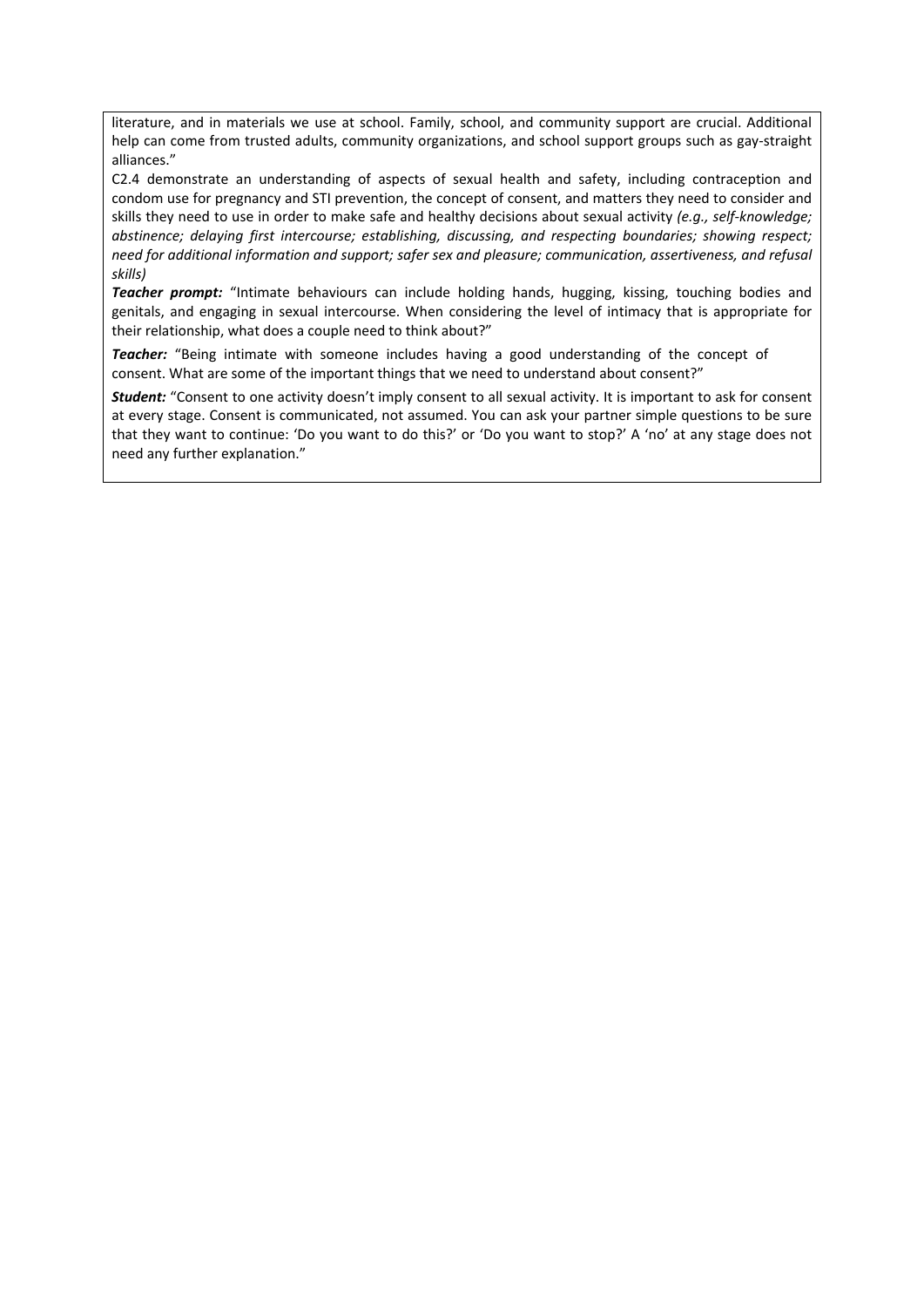literature, and in materials we use at school. Family, school, and community support are crucial. Additional help can come from trusted adults, community organizations, and school support groups such as gay-straight alliances."

C2.4 demonstrate an understanding of aspects of sexual health and safety, including contraception and condom use for pregnancy and STI prevention, the concept of consent, and matters they need to consider and skills they need to use in order to make safe and healthy decisions about sexual activity *(e.g., self-knowledge; abstinence; delaying first intercourse; establishing, discussing, and respecting boundaries; showing respect; need for additional information and support; safer sex and pleasure; communication, assertiveness, and refusal skills)*

***Teacher prompt:*** "Intimate behaviours can include holding hands, hugging, kissing, touching bodies and genitals, and engaging in sexual intercourse. When considering the level of intimacy that is appropriate for their relationship, what does a couple need to think about?"

***Teacher:*** "Being intimate with someone includes having a good understanding of the concept of consent. What are some of the important things that we need to understand about consent?"

***Student:*** "Consent to one activity doesn't imply consent to all sexual activity. It is important to ask for consent at every stage. Consent is communicated, not assumed. You can ask your partner simple questions to be sure that they want to continue: 'Do you want to do this?' or 'Do you want to stop?' A 'no' at any stage does not need any further explanation."